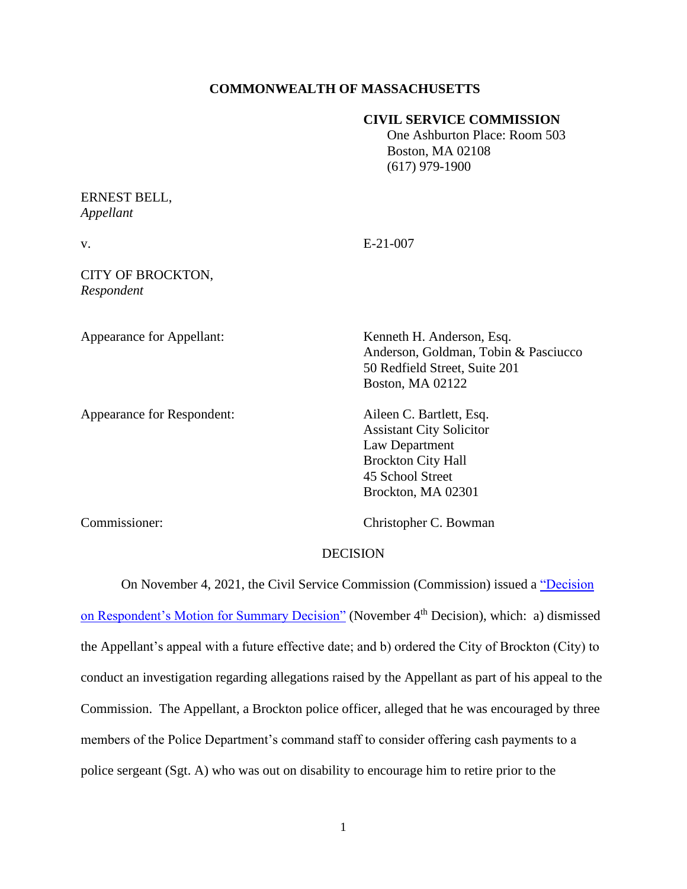**COMMONWEALTH OF MASSACHUSETTS**

**CIVIL SERVICE COMMISSION**
One Ashburton Place: Room 503
Boston, MA 02108
(617) 979-1900

ERNEST BELL,
*Appellant*

v. E-21-007

CITY OF BROCKTON,
*Respondent*

Appearance for Appellant: Kenneth H. Anderson, Esq.
Anderson, Goldman, Tobin & Pasciucco
50 Redfield Street, Suite 201
Boston, MA 02122

Appearance for Respondent: Aileen C. Bartlett, Esq.
Assistant City Solicitor
Law Department
Brockton City Hall
45 School Street
Brockton, MA 02301

Commissioner: Christopher C. Bowman

DECISION

On November 4, 2021, the Civil Service Commission (Commission) issued a "Decision on Respondent's Motion for Summary Decision" (November 4th Decision), which: a) dismissed the Appellant's appeal with a future effective date; and b) ordered the City of Brockton (City) to conduct an investigation regarding allegations raised by the Appellant as part of his appeal to the Commission. The Appellant, a Brockton police officer, alleged that he was encouraged by three members of the Police Department's command staff to consider offering cash payments to a police sergeant (Sgt. A) who was out on disability to encourage him to retire prior to the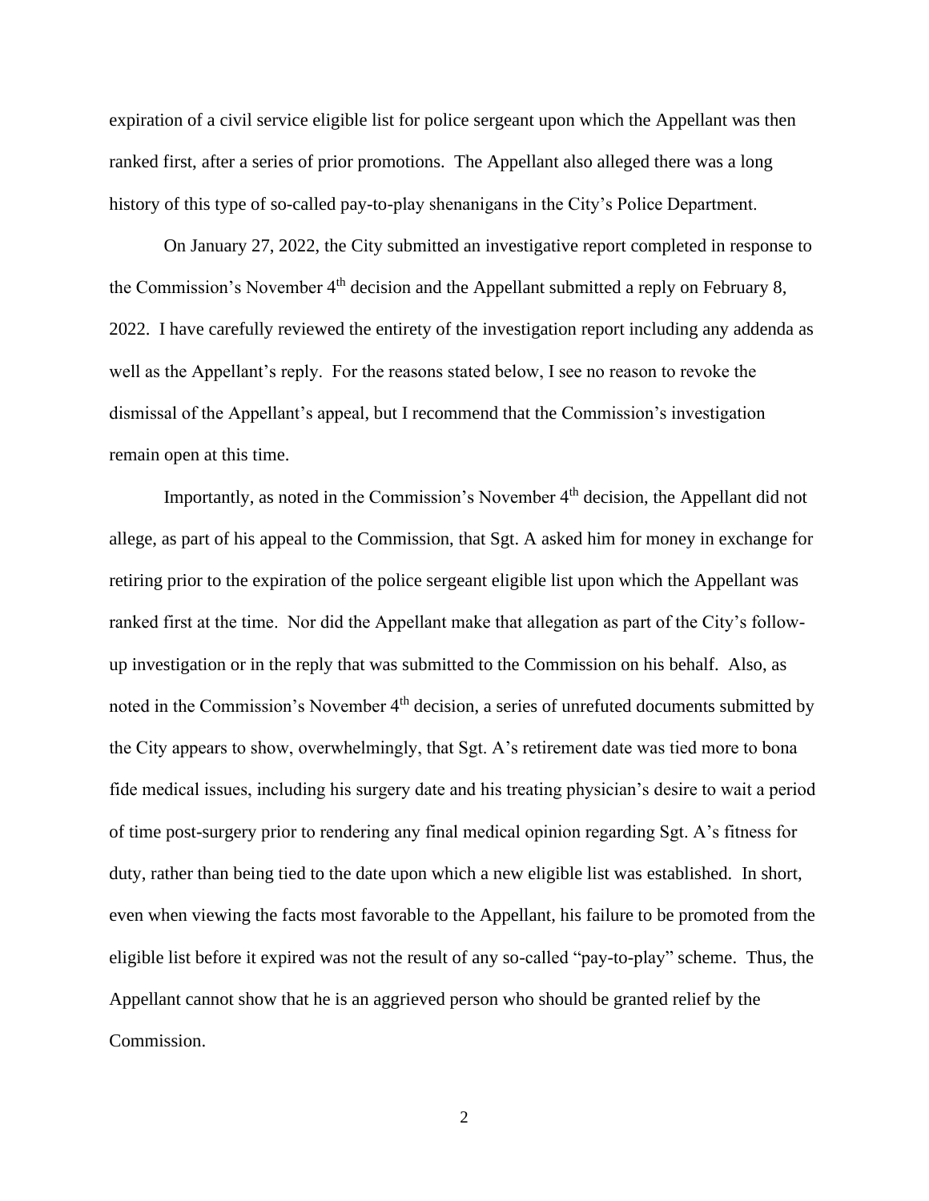expiration of a civil service eligible list for police sergeant upon which the Appellant was then ranked first, after a series of prior promotions. The Appellant also alleged there was a long history of this type of so-called pay-to-play shenanigans in the City's Police Department.

On January 27, 2022, the City submitted an investigative report completed in response to the Commission's November 4th decision and the Appellant submitted a reply on February 8, 2022. I have carefully reviewed the entirety of the investigation report including any addenda as well as the Appellant's reply. For the reasons stated below, I see no reason to revoke the dismissal of the Appellant's appeal, but I recommend that the Commission's investigation remain open at this time.

Importantly, as noted in the Commission's November 4th decision, the Appellant did not allege, as part of his appeal to the Commission, that Sgt. A asked him for money in exchange for retiring prior to the expiration of the police sergeant eligible list upon which the Appellant was ranked first at the time. Nor did the Appellant make that allegation as part of the City's follow-up investigation or in the reply that was submitted to the Commission on his behalf. Also, as noted in the Commission's November 4th decision, a series of unrefuted documents submitted by the City appears to show, overwhelmingly, that Sgt. A's retirement date was tied more to bona fide medical issues, including his surgery date and his treating physician's desire to wait a period of time post-surgery prior to rendering any final medical opinion regarding Sgt. A's fitness for duty, rather than being tied to the date upon which a new eligible list was established. In short, even when viewing the facts most favorable to the Appellant, his failure to be promoted from the eligible list before it expired was not the result of any so-called "pay-to-play" scheme. Thus, the Appellant cannot show that he is an aggrieved person who should be granted relief by the Commission.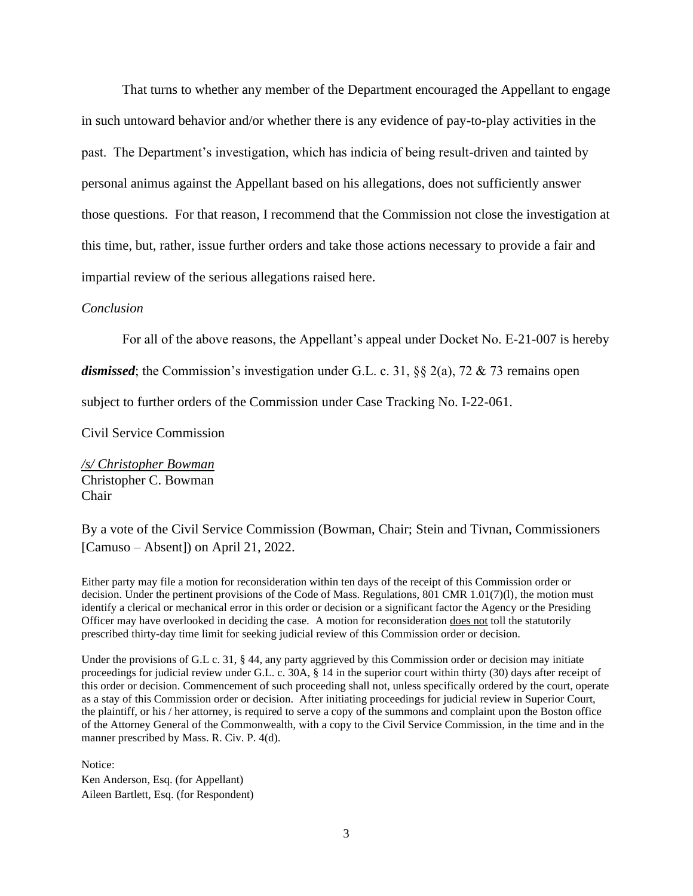That turns to whether any member of the Department encouraged the Appellant to engage in such untoward behavior and/or whether there is any evidence of pay-to-play activities in the past. The Department's investigation, which has indicia of being result-driven and tainted by personal animus against the Appellant based on his allegations, does not sufficiently answer those questions. For that reason, I recommend that the Commission not close the investigation at this time, but, rather, issue further orders and take those actions necessary to provide a fair and impartial review of the serious allegations raised here.

*Conclusion*

For all of the above reasons, the Appellant's appeal under Docket No. E-21-007 is hereby ***dismissed***; the Commission's investigation under G.L. c. 31, §§ 2(a), 72 & 73 remains open subject to further orders of the Commission under Case Tracking No. I-22-061.

Civil Service Commission

*/s/ Christopher Bowman*
Christopher C. Bowman
Chair

By a vote of the Civil Service Commission (Bowman, Chair; Stein and Tivnan, Commissioners [Camuso – Absent]) on April 21, 2022.

Either party may file a motion for reconsideration within ten days of the receipt of this Commission order or decision. Under the pertinent provisions of the Code of Mass. Regulations, 801 CMR 1.01(7)(l), the motion must identify a clerical or mechanical error in this order or decision or a significant factor the Agency or the Presiding Officer may have overlooked in deciding the case. A motion for reconsideration does not toll the statutorily prescribed thirty-day time limit for seeking judicial review of this Commission order or decision.

Under the provisions of G.L c. 31, § 44, any party aggrieved by this Commission order or decision may initiate proceedings for judicial review under G.L. c. 30A, § 14 in the superior court within thirty (30) days after receipt of this order or decision. Commencement of such proceeding shall not, unless specifically ordered by the court, operate as a stay of this Commission order or decision. After initiating proceedings for judicial review in Superior Court, the plaintiff, or his / her attorney, is required to serve a copy of the summons and complaint upon the Boston office of the Attorney General of the Commonwealth, with a copy to the Civil Service Commission, in the time and in the manner prescribed by Mass. R. Civ. P. 4(d).

Notice:
Ken Anderson, Esq. (for Appellant)
Aileen Bartlett, Esq. (for Respondent)